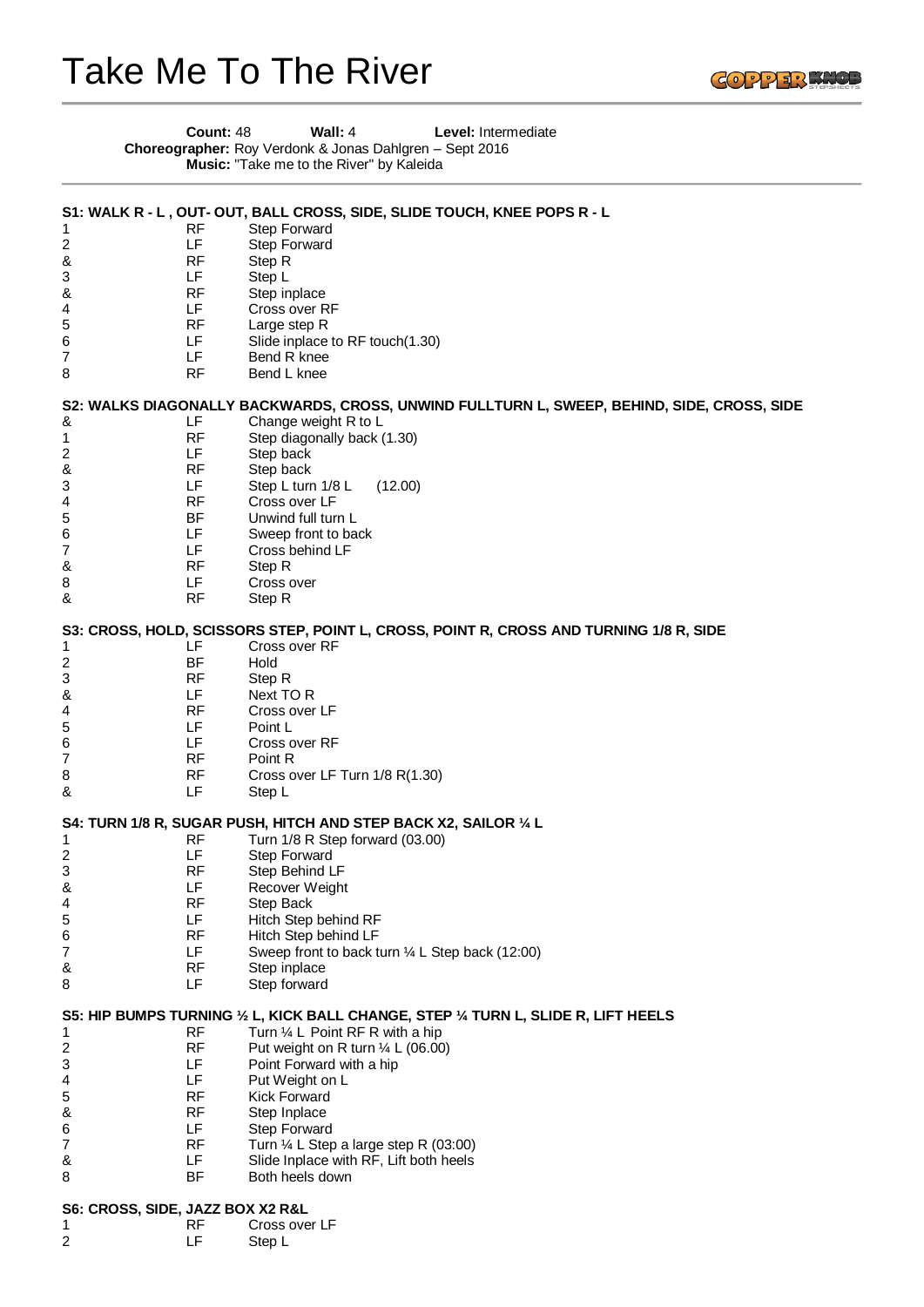# Take Me To The River

**Count:** 48 **Wall:** 4 **Level:** Intermediate
**Choreographer:** Roy Verdonk & Jonas Dahlgren – Sept 2016
**Music:** "Take me to the River" by Kaleida

---

**S1: WALK R - L , OUT- OUT, BALL CROSS, SIDE, SLIDE TOUCH, KNEE POPS R - L**

| | | |
|---|---|---|
| 1 | RF | Step Forward |
| 2 | LF | Step Forward |
| & | RF | Step R |
| 3 | LF | Step L |
| & | RF | Step inplace |
| 4 | LF | Cross over RF |
| 5 | RF | Large step R |
| 6 | LF | Slide inplace to RF touch(1.30) |
| 7 | LF | Bend R knee |
| 8 | RF | Bend L knee |

**S2: WALKS DIAGONALLY BACKWARDS, CROSS, UNWIND FULLTURN L, SWEEP, BEHIND, SIDE, CROSS, SIDE**

| | | |
|---|---|---|
| & | LF | Change weight R to L |
| 1 | RF | Step diagonally back (1.30) |
| 2 | LF | Step back |
| & | RF | Step back |
| 3 | LF | Step L turn 1/8 L (12.00) |
| 4 | RF | Cross over LF |
| 5 | BF | Unwind full turn L |
| 6 | LF | Sweep front to back |
| 7 | LF | Cross behind LF |
| & | RF | Step R |
| 8 | LF | Cross over |
| & | RF | Step R |

**S3: CROSS, HOLD, SCISSORS STEP, POINT L, CROSS, POINT R, CROSS AND TURNING 1/8 R, SIDE**

| | | |
|---|---|---|
| 1 | LF | Cross over RF |
| 2 | BF | Hold |
| 3 | RF | Step R |
| & | LF | Next TO R |
| 4 | RF | Cross over LF |
| 5 | LF | Point L |
| 6 | LF | Cross over RF |
| 7 | RF | Point R |
| 8 | RF | Cross over LF Turn 1/8 R(1.30) |
| & | LF | Step L |

**S4: TURN 1/8 R, SUGAR PUSH, HITCH AND STEP BACK X2, SAILOR ¼ L**

| | | |
|---|---|---|
| 1 | RF | Turn 1/8 R Step forward (03.00) |
| 2 | LF | Step Forward |
| 3 | RF | Step Behind LF |
| & | LF | Recover Weight |
| 4 | RF | Step Back |
| 5 | LF | Hitch Step behind RF |
| 6 | RF | Hitch Step behind LF |
| 7 | LF | Sweep front to back turn ¼ L Step back (12:00) |
| & | RF | Step inplace |
| 8 | LF | Step forward |

**S5: HIP BUMPS TURNING ½ L, KICK BALL CHANGE, STEP ¼ TURN L, SLIDE R, LIFT HEELS**

| | | |
|---|---|---|
| 1 | RF | Turn ¼ L Point RF R with a hip |
| 2 | RF | Put weight on R turn ¼ L (06.00) |
| 3 | LF | Point Forward with a hip |
| 4 | LF | Put Weight on L |
| 5 | RF | Kick Forward |
| & | RF | Step Inplace |
| 6 | LF | Step Forward |
| 7 | RF | Turn ¼ L Step a large step R (03:00) |
| & | LF | Slide Inplace with RF, Lift both heels |
| 8 | BF | Both heels down |

**S6: CROSS, SIDE, JAZZ BOX X2 R&L**

| | | |
|---|---|---|
| 1 | RF | Cross over LF |
| 2 | LF | Step L |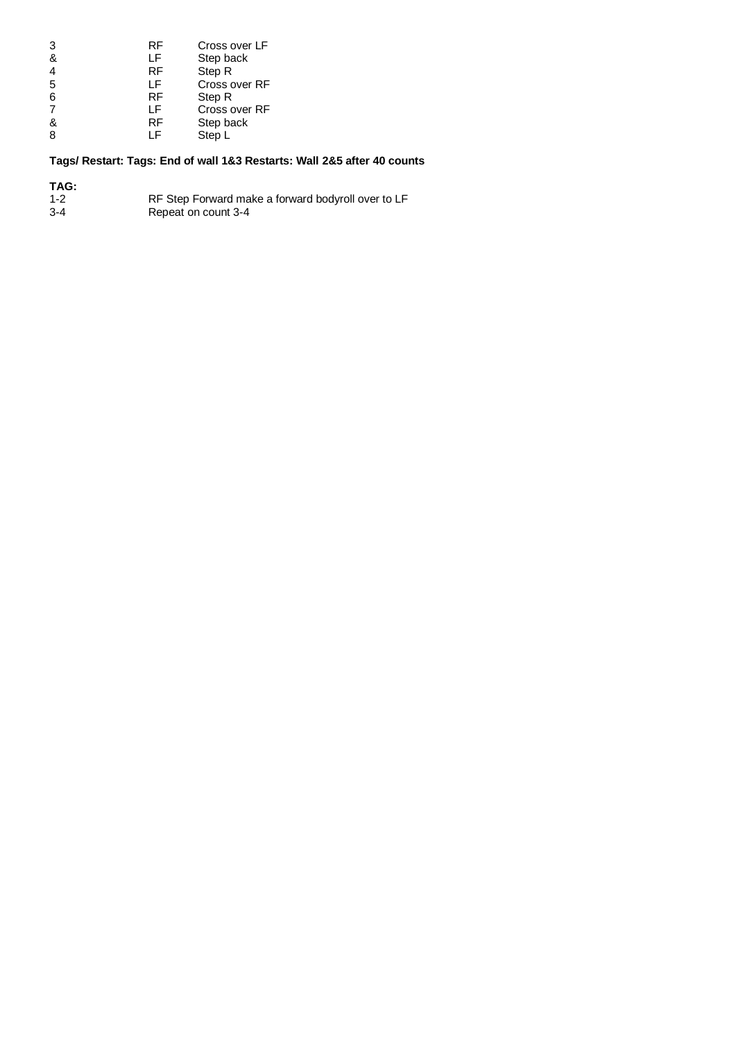| | | |
|---|---|---|
| 3 | RF | Cross over LF |
| & | LF | Step back |
| 4 | RF | Step R |
| 5 | LF | Cross over RF |
| 6 | RF | Step R |
| 7 | LF | Cross over RF |
| & | RF | Step back |
| 8 | LF | Step L |

**Tags/ Restart: Tags: End of wall 1&3 Restarts: Wall 2&5 after 40 counts**

**TAG:**

| | |
|---|---|
| 1-2 | RF Step Forward make a forward bodyroll over to LF |
| 3-4 | Repeat on count 3-4 |